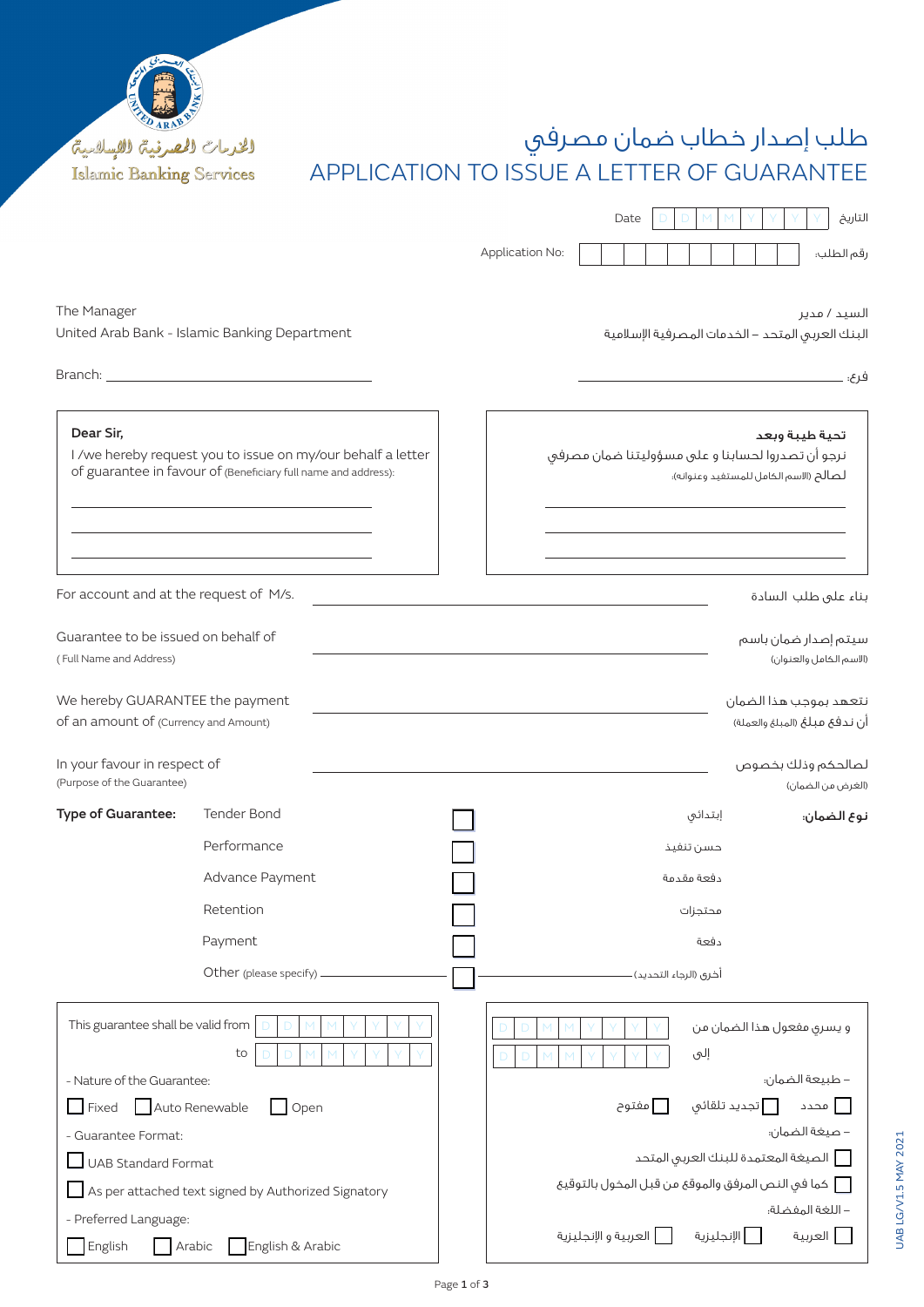الخدمات المصرفية الإسلامية
Islamic Banking Services

# طلب إصدار خطاب ضمان مصرفي
# APPLICATION TO ISSUE A LETTER OF GUARANTEE

Date ☐☐ ☐☐ ☐☐☐☐ التاريخ

Application No: ☐☐☐☐☐☐☐☐☐☐ رقم الطلب:

The Manager
United Arab Bank - Islamic Banking Department

السيد / مدير
البنك العربي المتحد – الخدمات المصرفية الإسلامية

Branch: ______________________ فرع: ______________________

**Dear Sir,**
I /we hereby request you to issue on my/our behalf a letter of guarantee in favour of (Beneficiary full name and address):

______________________
______________________
______________________

**تحية طيبة وبعد**
نرجو أن تصدروا لحسابنا و على مسؤوليتنا ضمان مصرفي لصالح (الاسم الكامل للمستفيد وعنوانه):

______________________
______________________
______________________

For account and at the request of M/s. ______________________ بناء على طلب السادة

Guarantee to be issued on behalf of
(Full Name and Address) ______________________ سيتم إصدار ضمان باسم
(الاسم الكامل والعنوان)

We hereby GUARANTEE the payment of an amount of (Currency and Amount) ______________________ نتعهد بموجب هذا الضمان أن ندفع مبلغ (المبلغ والعملة)

In your favour in respect of
(Purpose of the Guarantee) ______________________ لصالحكم وذلك بخصوص
(الغرض من الضمان)

**Type of Guarantee:** **نوع الضمان:**

- Tender Bond ☐ إبتدائي
- Performance ☐ حسن تنفيذ
- Advance Payment ☐ دفعة مقدمة
- Retention ☐ محتجزات
- Payment ☐ دفعة
- Other (please specify) ______________ ☐ ______________ أخرى (الرجاء التحديد)

This guarantee shall be valid from ☐☐ ☐☐ ☐☐☐☐ to ☐☐ ☐☐ ☐☐☐☐

و يسري مفعول هذا الضمان من ☐☐ ☐☐ ☐☐☐☐ إلى ☐☐ ☐☐ ☐☐☐☐

- Nature of the Guarantee:
  ☐ Fixed ☐ Auto Renewable ☐ Open

– طبيعة الضمان:
  ☐ محدد ☐ تجديد تلقائي ☐ مفتوح

- Guarantee Format:
  ☐ UAB Standard Format
  ☐ As per attached text signed by Authorized Signatory

– صيغة الضمان:
  ☐ الصيغة المعتمدة للبنك العربي المتحد
  ☐ كما في النص المرفق والموقع من قبل المخول بالتوقيع

- Preferred Language:
  ☐ English ☐ Arabic ☐ English & Arabic

– اللغة المفضلة:
  ☐ العربية ☐ الإنجليزية ☐ العربية و الإنجليزية

UAB LG/V1.5 MAY 2021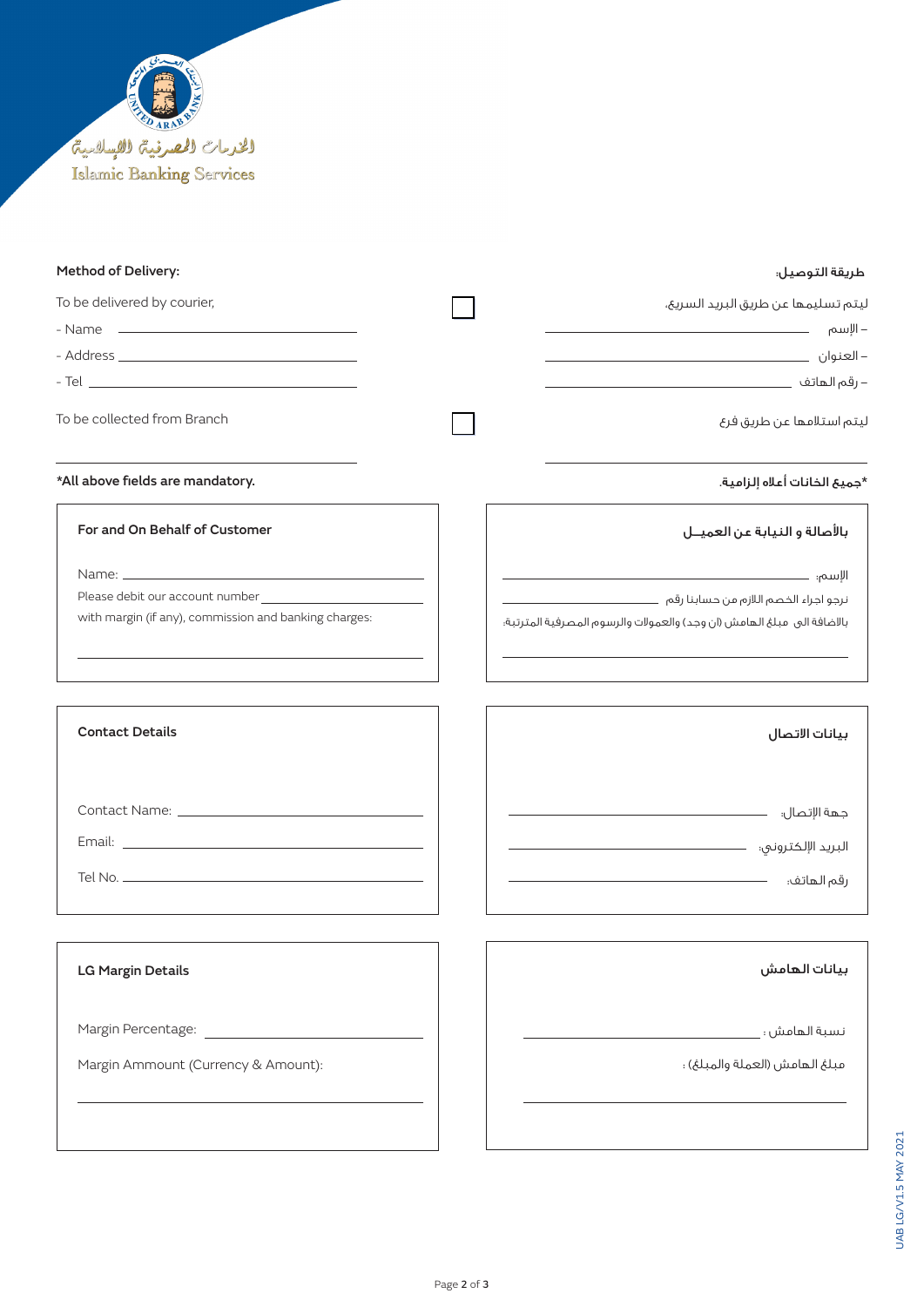Islamic Banking Services

الخدمات المصرفية الإسلامية

**Method of Delivery:**

**طريقة التوصيل:**

To be delivered by courier, ☐ ليتم تسليمها عن طريق البريد السريع،

- Name ____________________ – الإسم ____________________
- Address ____________________ – العنوان ____________________
- Tel ____________________ – رقم الهاتف ____________________

To be collected from Branch ☐ ليتم استلامها عن طريق فرع

____________________ ____________________

***All above fields are mandatory.**

***جميع الخانات أعلاه إلزامية.**

**For and On Behalf of Customer**

Name: ____________________

Please debit our account number ____________________

with margin (if any), commission and banking charges:

____________________

**بالأصالة و النيابة عن العميــل**

الإسم: ____________________

نرجو اجراء الخصم اللازم من حسابنا رقم ____________________

بالاضافة الى مبلغ الهامش (ان وجد) والعمولات والرسوم المصرفية المترتبة:

____________________

**Contact Details**

Contact Name: ____________________

Email: ____________________

Tel No. ____________________

**بيانات الاتصال**

جهة الإتصال: ____________________

البريد الإلكتروني: ____________________

رقم الهاتف: ____________________

**LG Margin Details**

Margin Percentage: ____________________

Margin Ammount (Currency & Amount):

____________________

**بيانات الهامش**

نسبة الهامش : ____________________

مبلغ الهامش (العملة والمبلغ) :

____________________

UAB LG/V1.5 MAY 2021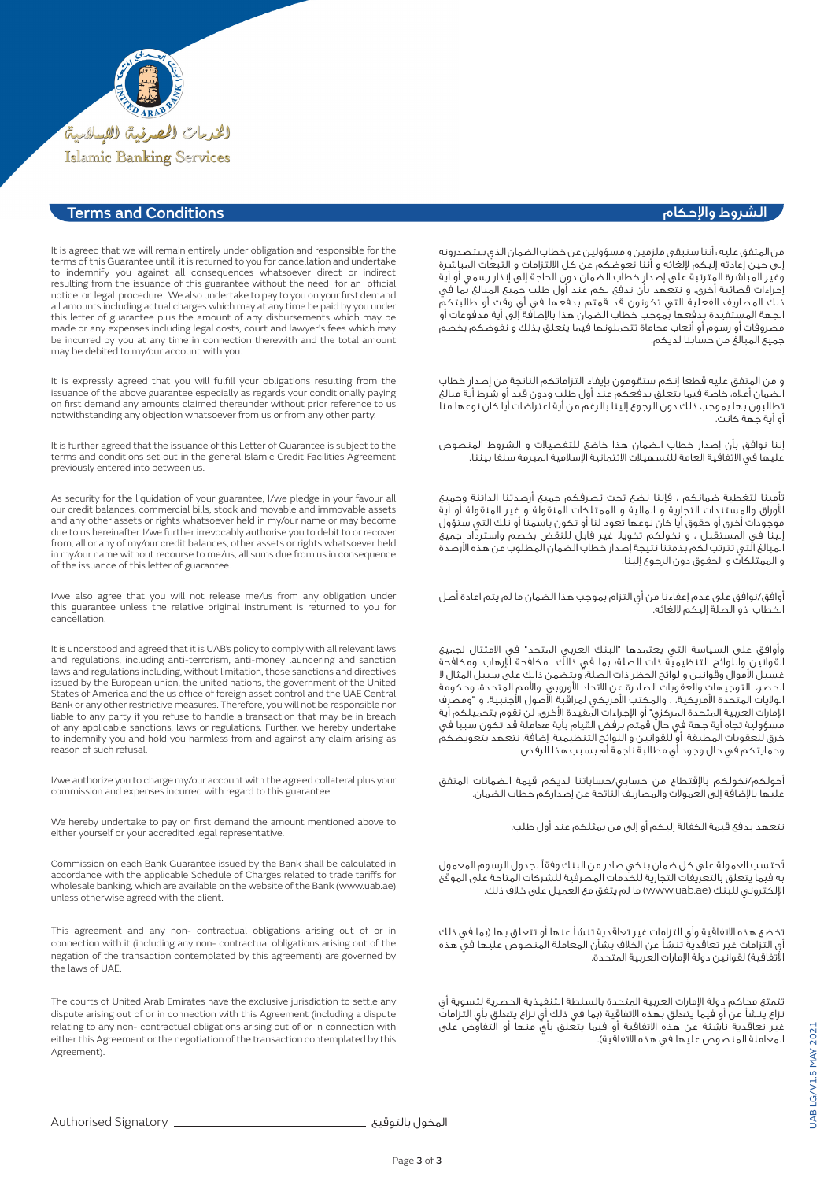الخدمات المصرفية الإسلامية

Islamic Banking Services

## Terms and Conditions

It is agreed that we will remain entirely under obligation and responsible for the terms of this Guarantee until it is returned to you for cancellation and undertake to indemnify you against all consequences whatsoever direct or indirect resulting from the issuance of this guarantee without the need for an official notice or legal procedure. We also undertake to pay to you on your first demand all amounts including actual charges which may at any time be paid by you under this letter of guarantee plus the amount of any disbursements which may be made or any expenses including legal costs, court and lawyer's fees which may be incurred by you at any time in connection therewith and the total amount may be debited to my/our account with you.

It is expressly agreed that you will fulfill your obligations resulting from the issuance of the above guarantee especially as regards your conditionally paying on first demand any amounts claimed thereunder without prior reference to us notwithstanding any objection whatsoever from us or from any other party.

It is further agreed that the issuance of this Letter of Guarantee is subject to the terms and conditions set out in the general Islamic Credit Facilities Agreement previously entered into between us.

As security for the liquidation of your guarantee, I/we pledge in your favour all our credit balances, commercial bills, stock and movable and immovable assets and any other assets or rights whatsoever held in my/our name or may become due to us hereinafter. I/we further irrevocably authorise you to debit to or recover from, all or any of my/our credit balances, other assets or rights whatsoever held in my/our name without recourse to me/us, all sums due from us in consequence of the issuance of this letter of guarantee.

I/we also agree that you will not release me/us from any obligation under this guarantee unless the relative original instrument is returned to you for cancellation.

It is understood and agreed that it is UAB's policy to comply with all relevant laws and regulations, including anti-terrorism, anti-money laundering and sanction laws and regulations including, without limitation, those sanctions and directives issued by the European union, the united nations, the government of the United States of America and the us office of foreign asset control and the UAE Central Bank or any other restrictive measures. Therefore, you will not be responsible nor liable to any party if you refuse to handle a transaction that may be in breach of any applicable sanctions, laws or regulations. Further, we hereby undertake to indemnify you and hold you harmless from and against any claim arising as reason of such refusal.

I/we authorize you to charge my/our account with the agreed collateral plus your commission and expenses incurred with regard to this guarantee.

We hereby undertake to pay on first demand the amount mentioned above to either yourself or your accredited legal representative.

Commission on each Bank Guarantee issued by the Bank shall be calculated in accordance with the applicable Schedule of Charges related to trade tariffs for wholesale banking, which are available on the website of the Bank (www.uab.ae) unless otherwise agreed with the client.

This agreement and any non- contractual obligations arising out of or in connection with it (including any non- contractual obligations arising out of the negation of the transaction contemplated by this agreement) are governed by the laws of UAE.

The courts of United Arab Emirates have the exclusive jurisdiction to settle any dispute arising out of or in connection with this Agreement (including a dispute relating to any non- contractual obligations arising out of or in connection with either this Agreement or the negotiation of the transaction contemplated by this Agreement).

## الشروط والإحكام

من المتفق عليه : أننا سنبقى ملزمين و مسؤولين عن خطاب الضمان الذي ستصدرونه إلى حين إعادته إليكم لإلغائه و أننا نعوضكم عن كل الالتزامات و التبعات المباشرة وغير المباشرة المترتبة على إصدار خطاب الضمان دون الحاجة إلى إنذار رسمي أو أية إجراءات قضائية أخرى، و نتعهد بأن ندفع لكم عند أول طلب جميع المبالغ بما في ذلك المصاريف الفعلية التي تكونون قد قمتم بدفعها في أي وقت أو طالبتكم الجهة المستفيدة بدفعها بموجب خطاب الضمان هذا بالإضافة إلى أية مدفوعات أو مصروفات أو رسوم أو أتعاب محاماة تتحملونها فيما يتعلق بذلك و نفوضكم بخصم جميع المبالغ من حسابنا لديكم.

و من المتفق عليه قطعا إنكم ستقومون بإيفاء التزاماتكم الناتجة من إصدار خطاب الضمان أعلاه، خاصة فيما يتعلق بدفعكم عند أول طلب ودون قيد أو شرط أية مبالغ تطالبون بها بموجب ذلك دون الرجوع إلينا بالرغم من أية اعتراضات أيا كان نوعها منا أو أية جهة كانت.

إننا نوافق بأن إصدار خطاب الضمان هذا خاضع للتفصيلات و الشروط المنصوص عليها في الاتفاقية العامة للتسهيلات الائتمانية الإسلامية المبرمة سلفا بيننا.

تأمينا لتغطية ضمانكم ، فإننا نضع تحت تصرفكم جميع أرصدتنا الدائنة وجميع الأوراق والمستندات التجارية و المالية و الممتلكات المنقولة و غير المنقولة أو أية موجودات أخرى أو حقوق أيا كان نوعها تعود لنا أو تكون باسمنا أو تلك التي ستؤول إلينا في المستقبل ، و نخولكم تخويلا غير قابل للنقض بخصم واسترداد جميع المبالغ التي تترتب لكم بذمتنا نتيجة إصدار خطاب الضمان المطلوب من هذه الأرصدة و الممتلكات و الحقوق دون الرجوع إلينا.

أوافق/نوافق على عدم إعفائنا من أي التزام بموجب هذا الضمان ما لم يتم اعادة أصل الخطاب ذو الصلة إليكم لالغائه.

وأوافق على السياسة التي يعتمدها "البنك العربي المتحد" في الامتثال لجميع القوانين واللوائح التنظيمية ذات الصلة، بما في ذلك مكافحة الإرهاب، ومكافحة غسيل الأموال وقوانين و لوائح الحظر ذات الصلة؛ ويتضمن ذلك على سبيل المثال لا الحصر، التوجيهات والعقوبات الصادرة عن الاتحاد الأوروبي، والأمم المتحدة، وحكومة الولايات المتحدة الأمريكية، والمكتب الأمريكي لمراقبة الأصول الأجنبية، و "ومصرف الإمارات العربية المتحدة المركزي" أو الإجراءات المقيدة الأخرى. لن نقوم بتحميلكم أية مسؤولية تجاه أية جهة في حال قمتم برفض القيام بأية معاملة قد تكون سببا في خرق للعقوبات المطبقة أو للقوانين و اللوائح التنظيمية. إضافة، نتعهد بتعويضكم وحمايتكم في حال وجود أي مطالبة ناجمة أم بسبب هذا الرفض

أخولكم/نخولكم بالإقتطاع من حسابي/حساباتنا لديكم قيمة الضمانات المتفق عليها بالإضافة إلى العمولات والمصاريف الناتجة عن إصداركم خطاب الضمان.

نتعهد بدفع قيمة الكفالة إليكم أو إلى من يمثلكم عند أول طلب.

تُحتسب العمولة على كل ضمان بنكي صادر من البنك وفقاً لجدول الرسوم المعمول به فيما يتعلق بالتعريفات التجارية للخدمات المصرفية للشركات المتاحة على الموقع الإلكتروني للبنك (www.uab.ae) ما لم يتفق مع العميل على خلاف ذلك.

تخضع هذه الاتفاقية وأي التزامات غير تعاقدية تنشأ عنها أو تتعلق بها (بما في ذلك أي التزامات غير تعاقدية تنشأ عن الخلاف بشأن المعاملة المنصوص عليها في هذه الاتفاقية) لقوانين دولة الإمارات العربية المتحدة.

تتمتع محاكم دولة الإمارات العربية المتحدة بالسلطة التنفيذية الحصرية لتسوية أي نزاع ينشأ عن أو فيما يتعلق بهذه الاتفاقية (بما في ذلك أي نزاع يتعلق بأي التزامات غير تعاقدية ناشئة عن هذه الاتفاقية أو فيما يتعلق بأي منها أو التفاوض على المعاملة المنصوص عليها في هذه الاتفاقية).

Authorised Signatory ______________________________ المخول بالتوقيع

UAB LG/V1.5 MAY 2021